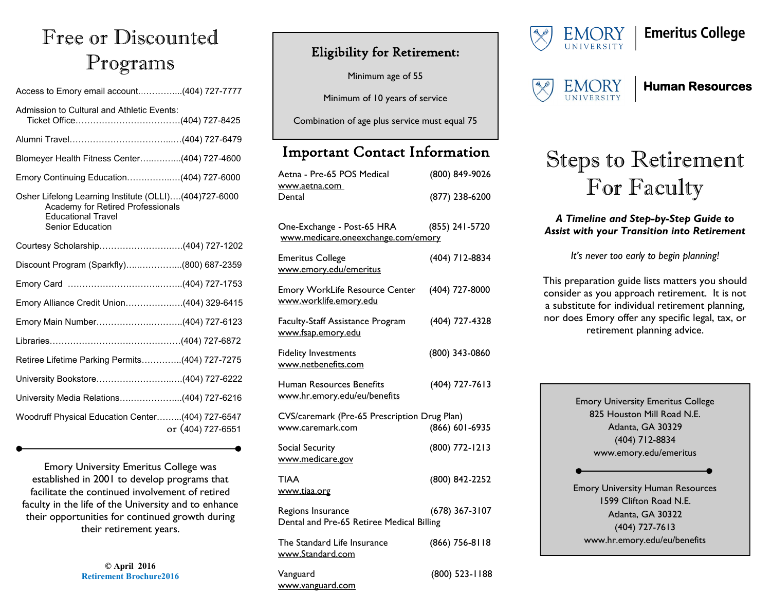# Free or Discounted Programs

Access to Emory email account…………...(404) 727-7777

Admission to Cultural and Athletic Events:
Ticket Office………………………………(404) 727-8425

Alumni Travel……………………………...…(404) 727-6479

Blomeyer Health Fitness Center…..……...(404) 727-4600

Emory Continuing Education……..……..…(404) 727-6000

Osher Lifelong Learning Institute (OLLI)….(404)727-6000
- Academy for Retired Professionals
- Educational Travel
- Senior Education

Courtesy Scholarship……………………..…(404) 727-1202

Discount Program (Sparkfly)…..…………...(800) 687-2359

Emory Card ………………………….……..(404) 727-1753

Emory Alliance Credit Union…………….…(404) 329-6415

Emory Main Number………………….……..(404) 727-6123

Libraries………………………………………(404) 727-6872

Retiree Lifetime Parking Permits…………..(404) 727-7275

University Bookstore……………………..…(404) 727-6222

University Media Relations…………………...(404) 727-6216

Woodruff Physical Education Center……...(404) 727-6547
or (404) 727-6551

---

Emory University Emeritus College was established in 2001 to develop programs that facilitate the continued involvement of retired faculty in the life of the University and to enhance their opportunities for continued growth during their retirement years.

© April 2016
Retirement Brochure2016

## Eligibility for Retirement:

Minimum age of 55

Minimum of 10 years of service

Combination of age plus service must equal 75

## Important Contact Information

Aetna - Pre-65 POS Medical (800) 849-9026
www.aetna.com
Dental (877) 238-6200

One-Exchange - Post-65 HRA (855) 241-5720
www.medicare.oneexchange.com/emory

Emeritus College (404) 712-8834
www.emory.edu/emeritus

Emory WorkLife Resource Center (404) 727-8000
www.worklife.emory.edu

Faculty-Staff Assistance Program (404) 727-4328
www.fsap.emory.edu

Fidelity Investments (800) 343-0860
www.netbenefits.com

Human Resources Benefits (404) 727-7613
www.hr.emory.edu/eu/benefits

CVS/caremark (Pre-65 Prescription Drug Plan)
www.caremark.com (866) 601-6935

Social Security (800) 772-1213
www.medicare.gov

TIAA (800) 842-2252
www.tiaa.org

Regions Insurance (678) 367-3107
Dental and Pre-65 Retiree Medical Billing

The Standard Life Insurance (866) 756-8118
www.Standard.com

Vanguard (800) 523-1188
www.vanguard.com

EMORY UNIVERSITY | Emeritus College

EMORY UNIVERSITY | Human Resources

# Steps to Retirement For Faculty

***A Timeline and Step-by-Step Guide to Assist with your Transition into Retirement***

*It's never too early to begin planning!*

This preparation guide lists matters you should consider as you approach retirement. It is not a substitute for individual retirement planning, nor does Emory offer any specific legal, tax, or retirement planning advice.

Emory University Emeritus College
825 Houston Mill Road N.E.
Atlanta, GA 30329
(404) 712-8834
www.emory.edu/emeritus

---

Emory University Human Resources
1599 Clifton Road N.E.
Atlanta, GA 30322
(404) 727-7613
www.hr.emory.edu/eu/benefits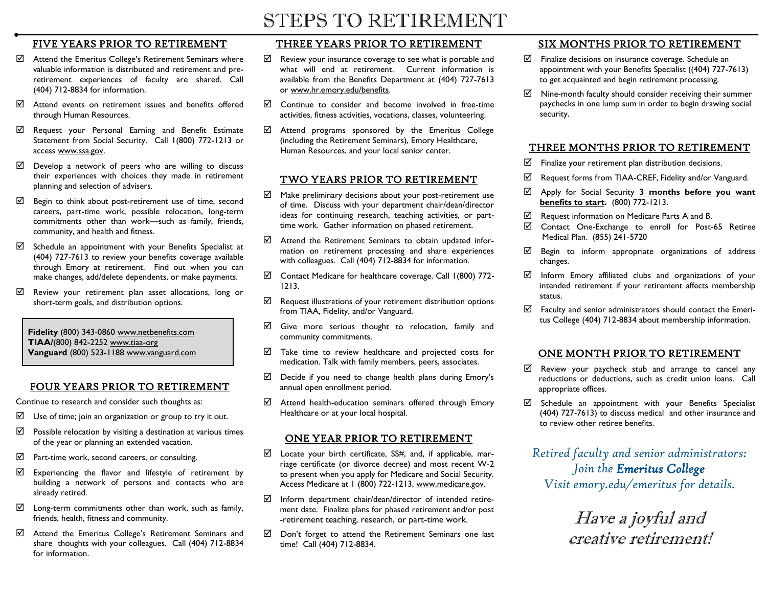# STEPS TO RETIREMENT

## FIVE YEARS PRIOR TO RETIREMENT

- ☑ Attend the Emeritus College's Retirement Seminars where valuable information is distributed and retirement and pre-retirement experiences of faculty are shared. Call (404) 712-8834 for information.
- ☑ Attend events on retirement issues and benefits offered through Human Resources.
- ☑ Request your Personal Earning and Benefit Estimate Statement from Social Security. Call 1(800) 772-1213 or access www.ssa.gov.
- ☑ Develop a network of peers who are willing to discuss their experiences with choices they made in retirement planning and selection of advisers.
- ☑ Begin to think about post-retirement use of time, second careers, part-time work, possible relocation, long-term commitments other than work—such as family, friends, community, and health and fitness.
- ☑ Schedule an appointment with your Benefits Specialist at (404) 727-7613 to review your benefits coverage available through Emory at retirement. Find out when you can make changes, add/delete dependents, or make payments.
- ☑ Review your retirement plan asset allocations, long or short-term goals, and distribution options.

**Fidelity** (800) 343-0860 www.netbenefits.com
**TIAA**/(800) 842-2252 www.tiaa-org
**Vanguard** (800) 523-1188 www.vanguard.com

## FOUR YEARS PRIOR TO RETIREMENT

Continue to research and consider such thoughts as:

- ☑ Use of time; join an organization or group to try it out.
- ☑ Possible relocation by visiting a destination at various times of the year or planning an extended vacation.
- ☑ Part-time work, second careers, or consulting.
- ☑ Experiencing the flavor and lifestyle of retirement by building a network of persons and contacts who are already retired.
- ☑ Long-term commitments other than work, such as family, friends, health, fitness and community.
- ☑ Attend the Emeritus College's Retirement Seminars and share thoughts with your colleagues. Call (404) 712-8834 for information.

## THREE YEARS PRIOR TO RETIREMENT

- ☑ Review your insurance coverage to see what is portable and what will end at retirement. Current information is available from the Benefits Department at (404) 727-7613 or www.hr.emory.edu/benefits.
- ☑ Continue to consider and become involved in free-time activities, fitness activities, vocations, classes, volunteering.
- ☑ Attend programs sponsored by the Emeritus College (including the Retirement Seminars), Emory Healthcare, Human Resources, and your local senior center.

## TWO YEARS PRIOR TO RETIREMENT

- ☑ Make preliminary decisions about your post-retirement use of time. Discuss with your department chair/dean/director ideas for continuing research, teaching activities, or part-time work. Gather information on phased retirement.
- ☑ Attend the Retirement Seminars to obtain updated information on retirement processing and share experiences with colleagues. Call (404) 712-8834 for information.
- ☑ Contact Medicare for healthcare coverage. Call 1(800) 772-1213.
- ☑ Request illustrations of your retirement distribution options from TIAA, Fidelity, and/or Vanguard.
- ☑ Give more serious thought to relocation, family and community commitments.
- ☑ Take time to review healthcare and projected costs for medication. Talk with family members, peers, associates.
- ☑ Decide if you need to change health plans during Emory's annual open enrollment period.
- ☑ Attend health-education seminars offered through Emory Healthcare or at your local hospital.

## ONE YEAR PRIOR TO RETIREMENT

- ☑ Locate your birth certificate, SS#, and, if applicable, marriage certificate (or divorce decree) and most recent W-2 to present when you apply for Medicare and Social Security. Access Medicare at 1 (800) 722-1213, www.medicare.gov.
- ☑ Inform department chair/dean/director of intended retirement date. Finalize plans for phased retirement and/or post -retirement teaching, research, or part-time work.
- ☑ Don't forget to attend the Retirement Seminars one last time! Call (404) 712-8834.

## SIX MONTHS PRIOR TO RETIREMENT

- ☑ Finalize decisions on insurance coverage. Schedule an appointment with your Benefits Specialist ((404) 727-7613) to get acquainted and begin retirement processing.
- ☑ Nine-month faculty should consider receiving their summer paychecks in one lump sum in order to begin drawing social security.

## THREE MONTHS PRIOR TO RETIREMENT

- ☑ Finalize your retirement plan distribution decisions.
- ☑ Request forms from TIAA-CREF, Fidelity and/or Vanguard.
- ☑ Apply for Social Security **3 months before you want benefits to start.** (800) 772-1213.
- ☑ Request information on Medicare Parts A and B.
- ☑ Contact One-Exchange to enroll for Post-65 Retiree Medical Plan. (855) 241-5720
- ☑ Begin to inform appropriate organizations of address changes.
- ☑ Inform Emory affiliated clubs and organizations of your intended retirement if your retirement affects membership status.
- ☑ Faculty and senior administrators should contact the Emeritus College (404) 712-8834 about membership information.

## ONE MONTH PRIOR TO RETIREMENT

- ☑ Review your paycheck stub and arrange to cancel any reductions or deductions, such as credit union loans. Call appropriate offices.
- ☑ Schedule an appointment with your Benefits Specialist (404) 727-7613) to discuss medical and other insurance and to review other retiree benefits.

*Retired faculty and senior administrators:*
*Join the **Emeritus College***
*Visit emory.edu/emeritus for details.*

*Have a joyful and creative retirement!*